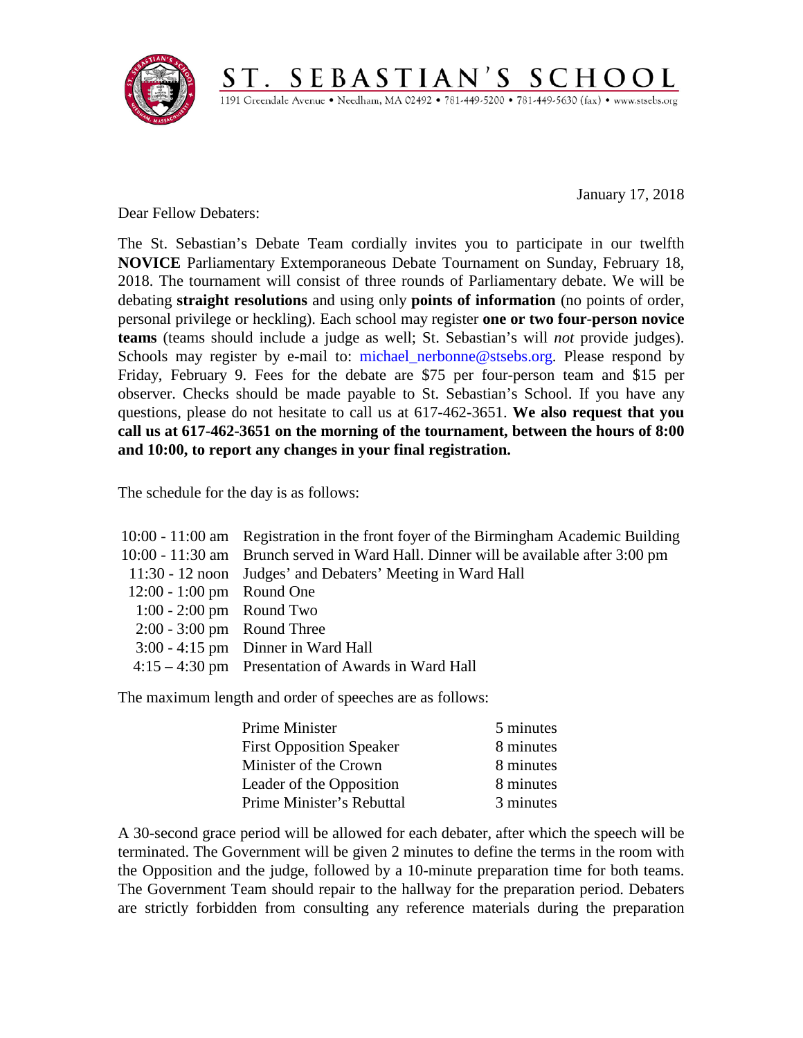# ST. SEBASTIAN'S SCHOOL

1191 Greendale Avenue • Needham, MA 02492 • 781-449-5200 • 781-449-5630 (fax) • www.stsebs.org

January 17, 2018

Dear Fellow Debaters:

The St. Sebastian's Debate Team cordially invites you to participate in our twelfth **NOVICE** Parliamentary Extemporaneous Debate Tournament on Sunday, February 18, 2018. The tournament will consist of three rounds of Parliamentary debate. We will be debating **straight resolutions** and using only **points of information** (no points of order, personal privilege or heckling). Each school may register **one or two four-person novice teams** (teams should include a judge as well; St. Sebastian's will *not* provide judges). Schools may register by e-mail to: michael_nerbonne@stsebs.org. Please respond by Friday, February 9. Fees for the debate are $75 per four-person team and $15 per observer. Checks should be made payable to St. Sebastian's School. If you have any questions, please do not hesitate to call us at 617-462-3651. **We also request that you call us at 617-462-3651 on the morning of the tournament, between the hours of 8:00 and 10:00, to report any changes in your final registration.**

The schedule for the day is as follows:

| | |
|---|---|
| 10:00 - 11:00 am | Registration in the front foyer of the Birmingham Academic Building |
| 10:00 - 11:30 am | Brunch served in Ward Hall. Dinner will be available after 3:00 pm |
| 11:30 - 12 noon | Judges' and Debaters' Meeting in Ward Hall |
| 12:00 - 1:00 pm | Round One |
| 1:00 - 2:00 pm | Round Two |
| 2:00 - 3:00 pm | Round Three |
| 3:00 - 4:15 pm | Dinner in Ward Hall |
| 4:15 – 4:30 pm | Presentation of Awards in Ward Hall |

The maximum length and order of speeches are as follows:

| | |
|---|---|
| Prime Minister | 5 minutes |
| First Opposition Speaker | 8 minutes |
| Minister of the Crown | 8 minutes |
| Leader of the Opposition | 8 minutes |
| Prime Minister's Rebuttal | 3 minutes |

A 30-second grace period will be allowed for each debater, after which the speech will be terminated. The Government will be given 2 minutes to define the terms in the room with the Opposition and the judge, followed by a 10-minute preparation time for both teams. The Government Team should repair to the hallway for the preparation period. Debaters are strictly forbidden from consulting any reference materials during the preparation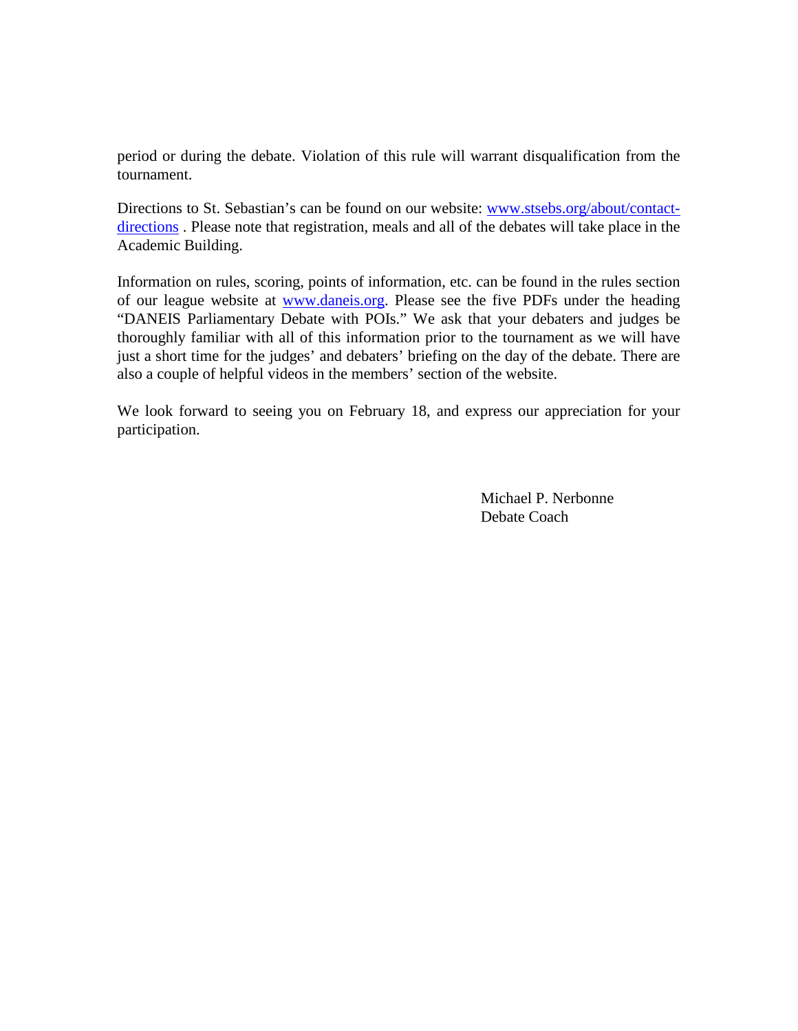period or during the debate. Violation of this rule will warrant disqualification from the tournament.

Directions to St. Sebastian's can be found on our website: [www.stsebs.org/about/contact-directions](http://www.stsebs.org/about/contact-directions) . Please note that registration, meals and all of the debates will take place in the Academic Building.

Information on rules, scoring, points of information, etc. can be found in the rules section of our league website at [www.daneis.org](http://www.daneis.org). Please see the five PDFs under the heading "DANEIS Parliamentary Debate with POIs." We ask that your debaters and judges be thoroughly familiar with all of this information prior to the tournament as we will have just a short time for the judges' and debaters' briefing on the day of the debate. There are also a couple of helpful videos in the members' section of the website.

We look forward to seeing you on February 18, and express our appreciation for your participation.

Michael P. Nerbonne  
Debate Coach